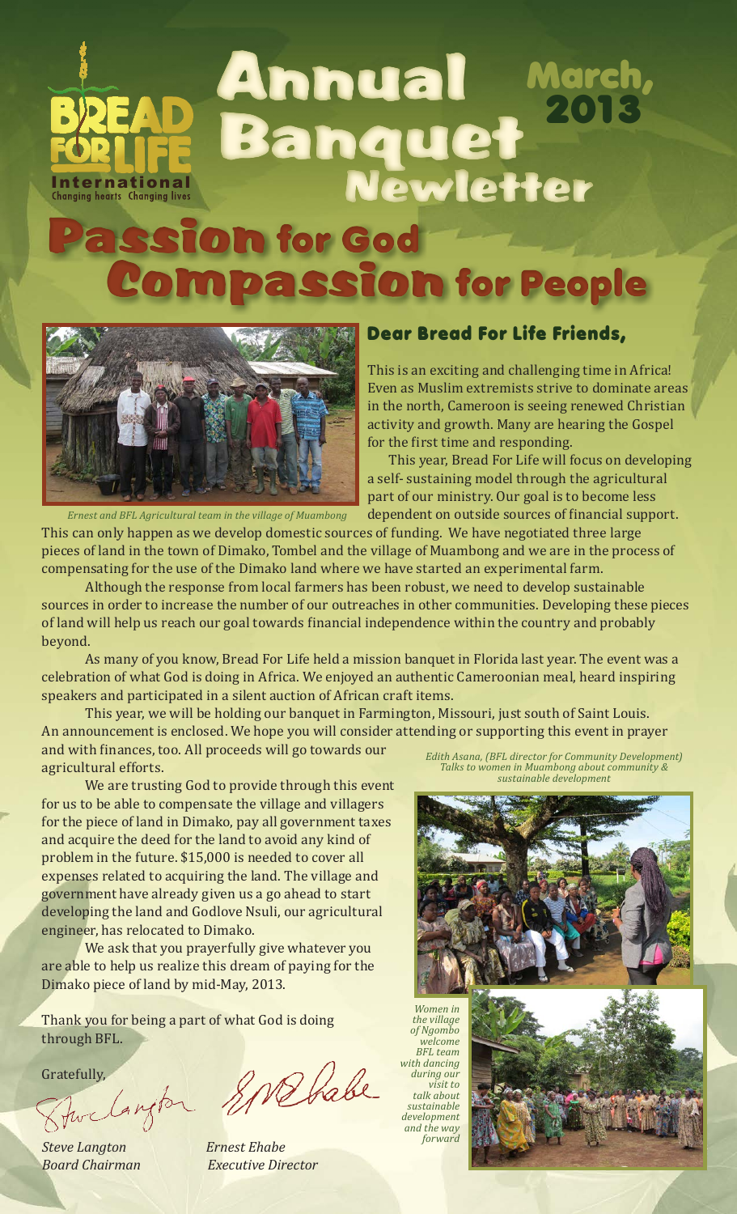# Annual Banquet Newletter

March, 2013

Bread For Life International — Changing hearts Changing lives

# Passion for God Compassion for People

*Ernest and BFL Agricultural team in the village of Muambong*

## Dear Bread For Life Friends,

This is an exciting and challenging time in Africa! Even as Muslim extremists strive to dominate areas in the north, Cameroon is seeing renewed Christian activity and growth. Many are hearing the Gospel for the first time and responding.

This year, Bread For Life will focus on developing a self- sustaining model through the agricultural part of our ministry. Our goal is to become less dependent on outside sources of financial support. This can only happen as we develop domestic sources of funding. We have negotiated three large pieces of land in the town of Dimako, Tombel and the village of Muambong and we are in the process of compensating for the use of the Dimako land where we have started an experimental farm.

Although the response from local farmers has been robust, we need to develop sustainable sources in order to increase the number of our outreaches in other communities. Developing these pieces of land will help us reach our goal towards financial independence within the country and probably beyond.

As many of you know, Bread For Life held a mission banquet in Florida last year. The event was a celebration of what God is doing in Africa. We enjoyed an authentic Cameroonian meal, heard inspiring speakers and participated in a silent auction of African craft items.

This year, we will be holding our banquet in Farmington, Missouri, just south of Saint Louis. An announcement is enclosed. We hope you will consider attending or supporting this event in prayer and with finances, too. All proceeds will go towards our agricultural efforts.

We are trusting God to provide through this event for us to be able to compensate the village and villagers for the piece of land in Dimako, pay all government taxes and acquire the deed for the land to avoid any kind of problem in the future. $15,000 is needed to cover all expenses related to acquiring the land. The village and government have already given us a go ahead to start developing the land and Godlove Nsuli, our agricultural engineer, has relocated to Dimako.

We ask that you prayerfully give whatever you are able to help us realize this dream of paying for the Dimako piece of land by mid-May, 2013.

Thank you for being a part of what God is doing through BFL.

Gratefully,

*Steve Langton*
*Board Chairman*

*Ernest Ehabe*
*Executive Director*

*Edith Asana, (BFL director for Community Development) Talks to women in Muambong about community & sustainable development*

*Women in the village of Ngombo welcome BFL team with dancing during our visit to talk about sustainable development and the way forward*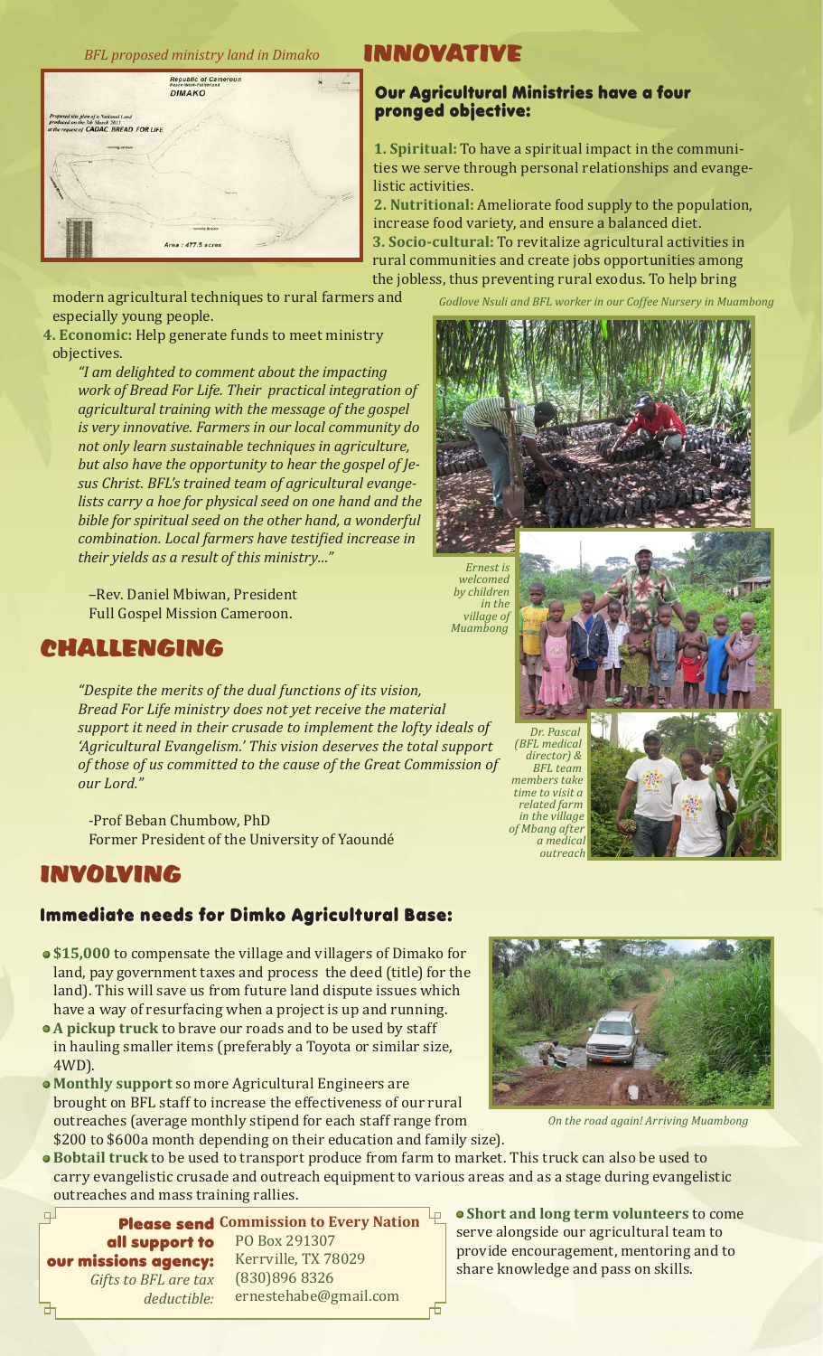*BFL proposed ministry land in Dimako*

# INNOVATIVE

### Our Agricultural Ministries have a four pronged objective:

**1. Spiritual:** To have a spiritual impact in the communities we serve through personal relationships and evangelistic activities.

**2. Nutritional:** Ameliorate food supply to the population, increase food variety, and ensure a balanced diet.

**3. Socio-cultural:** To revitalize agricultural activities in rural communities and create jobs opportunities among the jobless, thus preventing rural exodus. To help bring modern agricultural techniques to rural farmers and especially young people.

**4. Economic:** Help generate funds to meet ministry objectives.

*"I am delighted to comment about the impacting work of Bread For Life. Their practical integration of agricultural training with the message of the gospel is very innovative. Farmers in our local community do not only learn sustainable techniques in agriculture, but also have the opportunity to hear the gospel of Jesus Christ. BFL's trained team of agricultural evangelists carry a hoe for physical seed on one hand and the bible for spiritual seed on the other hand, a wonderful combination. Local farmers have testified increase in their yields as a result of this ministry…"*

–Rev. Daniel Mbiwan, President
Full Gospel Mission Cameroon.

*Godlove Nsuli and BFL worker in our Coffee Nursery in Muambong*

*Ernest is welcomed by children in the village of Muambong*

*Dr. Pascal (BFL medical director) & BFL team members take time to visit a related farm in the village of Mbang after a medical outreach*

# CHALLENGING

*"Despite the merits of the dual functions of its vision, Bread For Life ministry does not yet receive the material support it need in their crusade to implement the lofty ideals of 'Agricultural Evangelism.' This vision deserves the total support of those of us committed to the cause of the Great Commission of our Lord."*

-Prof Beban Chumbow, PhD
Former President of the University of Yaoundé

# INVOLVING

### Immediate needs for Dimko Agricultural Base:

- **$15,000** to compensate the village and villagers of Dimako for land, pay government taxes and process the deed (title) for the land). This will save us from future land dispute issues which have a way of resurfacing when a project is up and running.
- **A pickup truck** to brave our roads and to be used by staff in hauling smaller items (preferably a Toyota or similar size, 4WD).
- **Monthly support** so more Agricultural Engineers are brought on BFL staff to increase the effectiveness of our rural outreaches (average monthly stipend for each staff range from $200 to $600a month depending on their education and family size).
- **Bobtail truck** to be used to transport produce from farm to market. This truck can also be used to carry evangelistic crusade and outreach equipment to various areas and as a stage during evangelistic outreaches and mass training rallies.
- **Short and long term volunteers** to come serve alongside our agricultural team to provide encouragement, mentoring and to share knowledge and pass on skills.

*On the road again! Arriving Muambong*

**Please send all support to our missions agency:**
*Gifts to BFL are tax deductible:*

**Commission to Every Nation**
PO Box 291307
Kerrville, TX 78029
(830)896 8326
ernestehabe@gmail.com